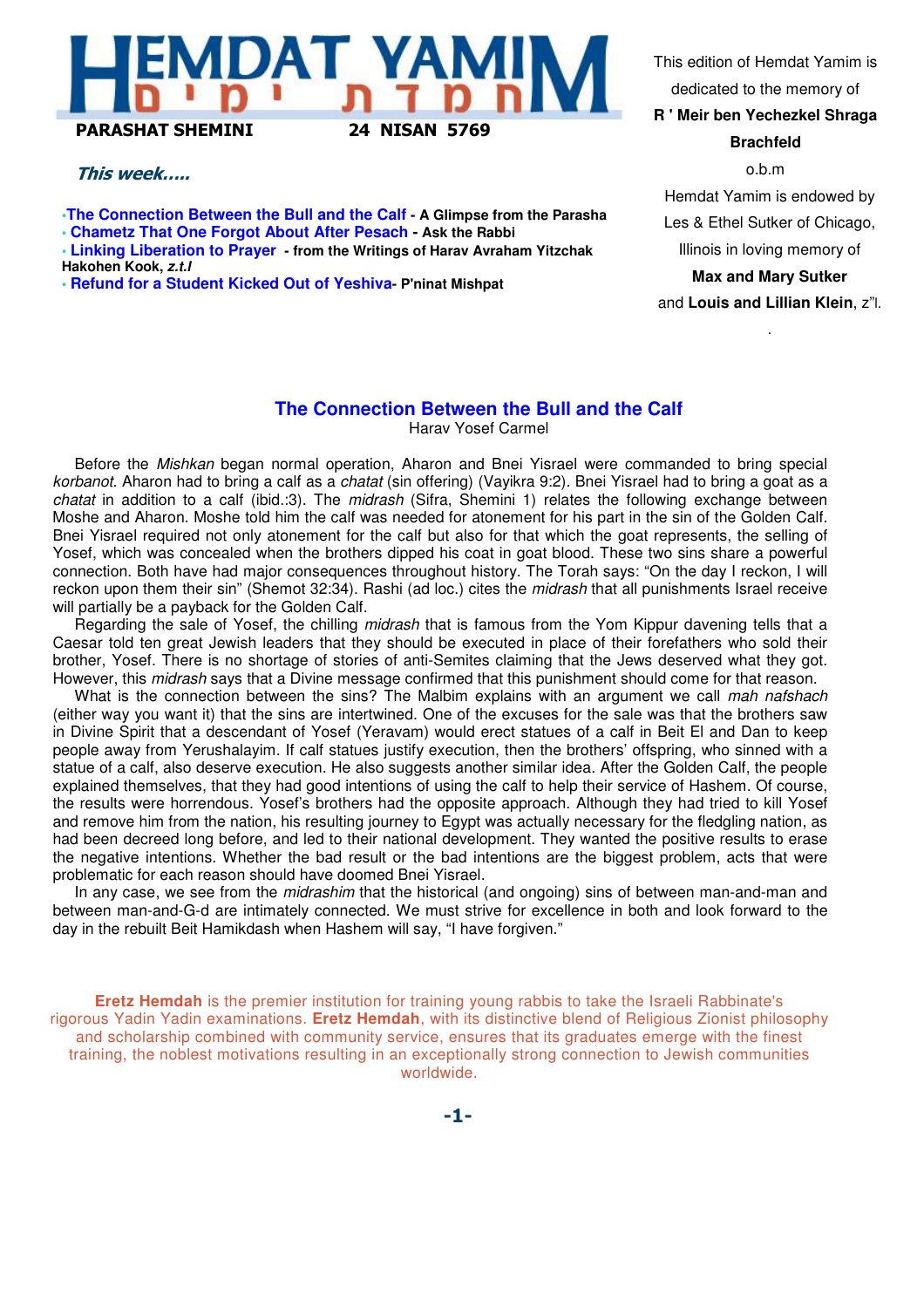# HEMDAT YAMIM
## חמדת ימים

**PARASHAT SHEMINI** **24 NISAN 5769**

This edition of Hemdat Yamim is dedicated to the memory of **R ' Meir ben Yechezkel Shraga Brachfeld** o.b.m

Hemdat Yamim is endowed by Les & Ethel Sutker of Chicago, Illinois in loving memory of **Max and Mary Sutker** and **Louis and Lillian Klein**, z"l.

***This week.....***

- **The Connection Between the Bull and the Calf - A Glimpse from the Parasha**
- **Chametz That One Forgot About After Pesach - Ask the Rabbi**
- **Linking Liberation to Prayer - from the Writings of Harav Avraham Yitzchak Hakohen Kook, *z.t.l***
- **Refund for a Student Kicked Out of Yeshiva- P'ninat Mishpat**

## The Connection Between the Bull and the Calf

Harav Yosef Carmel

Before the *Mishkan* began normal operation, Aharon and Bnei Yisrael were commanded to bring special *korbanot*. Aharon had to bring a calf as a *chatat* (sin offering) (Vayikra 9:2). Bnei Yisrael had to bring a goat as a *chatat* in addition to a calf (ibid.:3). The *midrash* (Sifra, Shemini 1) relates the following exchange between Moshe and Aharon. Moshe told him the calf was needed for atonement for his part in the sin of the Golden Calf. Bnei Yisrael required not only atonement for the calf but also for that which the goat represents, the selling of Yosef, which was concealed when the brothers dipped his coat in goat blood. These two sins share a powerful connection. Both have had major consequences throughout history. The Torah says: "On the day I reckon, I will reckon upon them their sin" (Shemot 32:34). Rashi (ad loc.) cites the *midrash* that all punishments Israel receive will partially be a payback for the Golden Calf.

Regarding the sale of Yosef, the chilling *midrash* that is famous from the Yom Kippur davening tells that a Caesar told ten great Jewish leaders that they should be executed in place of their forefathers who sold their brother, Yosef. There is no shortage of stories of anti-Semites claiming that the Jews deserved what they got. However, this *midrash* says that a Divine message confirmed that this punishment should come for that reason.

What is the connection between the sins? The Malbim explains with an argument we call *mah nafshach* (either way you want it) that the sins are intertwined. One of the excuses for the sale was that the brothers saw in Divine Spirit that a descendant of Yosef (Yeravam) would erect statues of a calf in Beit El and Dan to keep people away from Yerushalayim. If calf statues justify execution, then the brothers' offspring, who sinned with a statue of a calf, also deserve execution. He also suggests another similar idea. After the Golden Calf, the people explained themselves, that they had good intentions of using the calf to help their service of Hashem. Of course, the results were horrendous. Yosef's brothers had the opposite approach. Although they had tried to kill Yosef and remove him from the nation, his resulting journey to Egypt was actually necessary for the fledgling nation, as had been decreed long before, and led to their national development. They wanted the positive results to erase the negative intentions. Whether the bad result or the bad intentions are the biggest problem, acts that were problematic for each reason should have doomed Bnei Yisrael.

In any case, we see from the *midrashim* that the historical (and ongoing) sins of between man-and-man and between man-and-G-d are intimately connected. We must strive for excellence in both and look forward to the day in the rebuilt Beit Hamikdash when Hashem will say, "I have forgiven."

**Eretz Hemdah** is the premier institution for training young rabbis to take the Israeli Rabbinate's rigorous Yadin Yadin examinations. **Eretz Hemdah**, with its distinctive blend of Religious Zionist philosophy and scholarship combined with community service, ensures that its graduates emerge with the finest training, the noblest motivations resulting in an exceptionally strong connection to Jewish communities worldwide.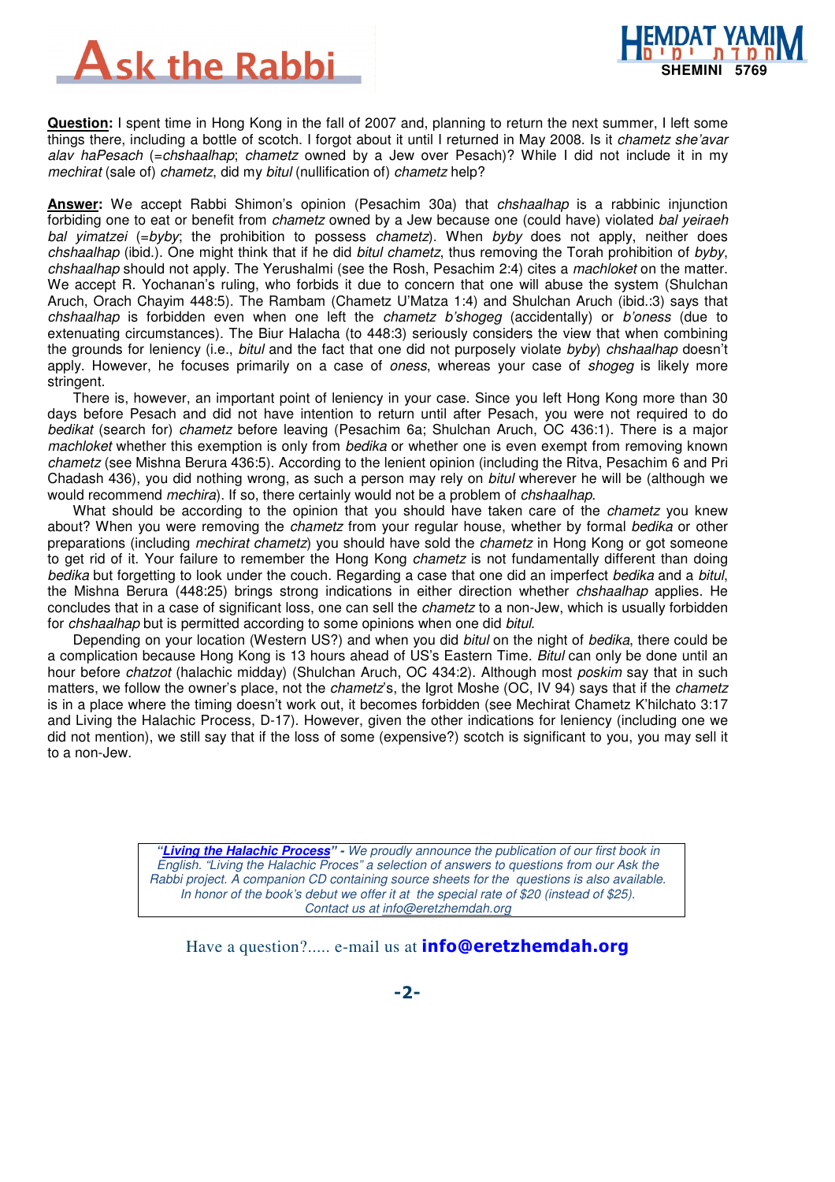# Ask the Rabbi

**Question:** I spent time in Hong Kong in the fall of 2007 and, planning to return the next summer, I left some things there, including a bottle of scotch. I forgot about it until I returned in May 2008. Is it *chametz she'avar alav haPesach* (=*chshaalhap*; *chametz* owned by a Jew over Pesach)? While I did not include it in my *mechirat* (sale of) *chametz*, did my *bitul* (nullification of) *chametz* help?

**Answer:** We accept Rabbi Shimon's opinion (Pesachim 30a) that *chshaalhap* is a rabbinic injunction forbiding one to eat or benefit from *chametz* owned by a Jew because one (could have) violated *bal yeiraeh bal yimatzei* (=*byby*; the prohibition to possess *chametz*). When *byby* does not apply, neither does *chshaalhap* (ibid.). One might think that if he did *bitul chametz*, thus removing the Torah prohibition of *byby*, *chshaalhap* should not apply. The Yerushalmi (see the Rosh, Pesachim 2:4) cites a *machloket* on the matter. We accept R. Yochanan's ruling, who forbids it due to concern that one will abuse the system (Shulchan Aruch, Orach Chayim 448:5). The Rambam (Chametz U'Matza 1:4) and Shulchan Aruch (ibid.:3) says that *chshaalhap* is forbidden even when one left the *chametz b'shogeg* (accidentally) or *b'oness* (due to extenuating circumstances). The Biur Halacha (to 448:3) seriously considers the view that when combining the grounds for leniency (i.e., *bitul* and the fact that one did not purposely violate *byby*) *chshaalhap* doesn't apply. However, he focuses primarily on a case of *oness*, whereas your case of *shogeg* is likely more stringent.

There is, however, an important point of leniency in your case. Since you left Hong Kong more than 30 days before Pesach and did not have intention to return until after Pesach, you were not required to do *bedikat* (search for) *chametz* before leaving (Pesachim 6a; Shulchan Aruch, OC 436:1). There is a major *machloket* whether this exemption is only from *bedika* or whether one is even exempt from removing known *chametz* (see Mishna Berura 436:5). According to the lenient opinion (including the Ritva, Pesachim 6 and Pri Chadash 436), you did nothing wrong, as such a person may rely on *bitul* wherever he will be (although we would recommend *mechira*). If so, there certainly would not be a problem of *chshaalhap*.

What should be according to the opinion that you should have taken care of the *chametz* you knew about? When you were removing the *chametz* from your regular house, whether by formal *bedika* or other preparations (including *mechirat chametz*) you should have sold the *chametz* in Hong Kong or got someone to get rid of it. Your failure to remember the Hong Kong *chametz* is not fundamentally different than doing *bedika* but forgetting to look under the couch. Regarding a case that one did an imperfect *bedika* and a *bitul*, the Mishna Berura (448:25) brings strong indications in either direction whether *chshaalhap* applies. He concludes that in a case of significant loss, one can sell the *chametz* to a non-Jew, which is usually forbidden for *chshaalhap* but is permitted according to some opinions when one did *bitul*.

Depending on your location (Western US?) and when you did *bitul* on the night of *bedika*, there could be a complication because Hong Kong is 13 hours ahead of US's Eastern Time. *Bitul* can only be done until an hour before *chatzot* (halachic midday) (Shulchan Aruch, OC 434:2). Although most *poskim* say that in such matters, we follow the owner's place, not the *chametz*'s, the Igrot Moshe (OC, IV 94) says that if the *chametz* is in a place where the timing doesn't work out, it becomes forbidden (see Mechirat Chametz K'hilchato 3:17 and Living the Halachic Process, D-17). However, given the other indications for leniency (including one we did not mention), we still say that if the loss of some (expensive?) scotch is significant to you, you may sell it to a non-Jew.

*"**Living the Halachic Process**" - We proudly announce the publication of our first book in English. "Living the Halachic Process" a selection of answers to questions from our Ask the Rabbi project. A companion CD containing source sheets for the questions is also available. In honor of the book's debut we offer it at the special rate of $20 (instead of $25). Contact us at info@eretzhemdah.org*

Have a question?..... e-mail us at **info@eretzhemdah.org**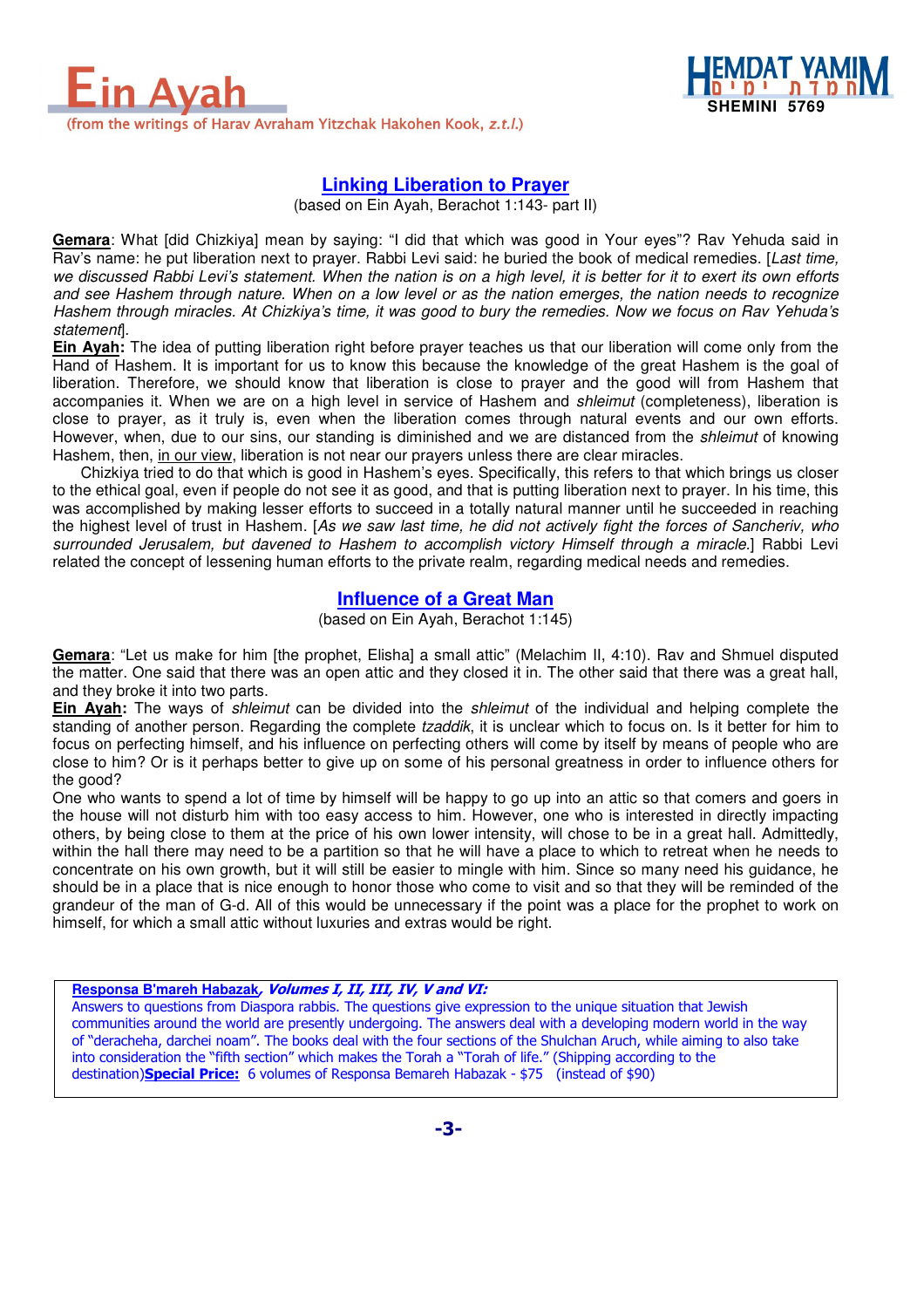## Linking Liberation to Prayer

(based on Ein Ayah, Berachot 1:143- part II)

**Gemara**: What [did Chizkiya] mean by saying: "I did that which was good in Your eyes"? Rav Yehuda said in Rav's name: he put liberation next to prayer. Rabbi Levi said: he buried the book of medical remedies. [*Last time, we discussed Rabbi Levi's statement. When the nation is on a high level, it is better for it to exert its own efforts and see Hashem through nature. When on a low level or as the nation emerges, the nation needs to recognize Hashem through miracles. At Chizkiya's time, it was good to bury the remedies. Now we focus on Rav Yehuda's statement*].

**Ein Ayah:** The idea of putting liberation right before prayer teaches us that our liberation will come only from the Hand of Hashem. It is important for us to know this because the knowledge of the great Hashem is the goal of liberation. Therefore, we should know that liberation is close to prayer and the good will from Hashem that accompanies it. When we are on a high level in service of Hashem and *shleimut* (completeness), liberation is close to prayer, as it truly is, even when the liberation comes through natural events and our own efforts. However, when, due to our sins, our standing is diminished and we are distanced from the *shleimut* of knowing Hashem, then, in our view, liberation is not near our prayers unless there are clear miracles.

Chizkiya tried to do that which is good in Hashem's eyes. Specifically, this refers to that which brings us closer to the ethical goal, even if people do not see it as good, and that is putting liberation next to prayer. In his time, this was accomplished by making lesser efforts to succeed in a totally natural manner until he succeeded in reaching the highest level of trust in Hashem. [*As we saw last time, he did not actively fight the forces of Sancheriv, who surrounded Jerusalem, but davened to Hashem to accomplish victory Himself through a miracle.*] Rabbi Levi related the concept of lessening human efforts to the private realm, regarding medical needs and remedies.

## Influence of a Great Man

(based on Ein Ayah, Berachot 1:145)

**Gemara**: "Let us make for him [the prophet, Elisha] a small attic" (Melachim II, 4:10). Rav and Shmuel disputed the matter. One said that there was an open attic and they closed it in. The other said that there was a great hall, and they broke it into two parts.

**Ein Ayah:** The ways of *shleimut* can be divided into the *shleimut* of the individual and helping complete the standing of another person. Regarding the complete *tzaddik*, it is unclear which to focus on. Is it better for him to focus on perfecting himself, and his influence on perfecting others will come by itself by means of people who are close to him? Or is it perhaps better to give up on some of his personal greatness in order to influence others for the good?

One who wants to spend a lot of time by himself will be happy to go up into an attic so that comers and goers in the house will not disturb him with too easy access to him. However, one who is interested in directly impacting others, by being close to them at the price of his own lower intensity, will chose to be in a great hall. Admittedly, within the hall there may need to be a partition so that he will have a place to which to retreat when he needs to concentrate on his own growth, but it will still be easier to mingle with him. Since so many need his guidance, he should be in a place that is nice enough to honor those who come to visit and so that they will be reminded of the grandeur of the man of G-d. All of this would be unnecessary if the point was a place for the prophet to work on himself, for which a small attic without luxuries and extras would be right.

---

**Responsa B'mareh Habazak**, ***Volumes I, II, III, IV, V and VI:***
Answers to questions from Diaspora rabbis. The questions give expression to the unique situation that Jewish communities around the world are presently undergoing. The answers deal with a developing modern world in the way of "deracheha, darchei noam". The books deal with the four sections of the Shulchan Aruch, while aiming to also take into consideration the "fifth section" which makes the Torah a "Torah of life." (Shipping according to the destination)**Special Price:** 6 volumes of Responsa Bemareh Habazak - $75 (instead of $90)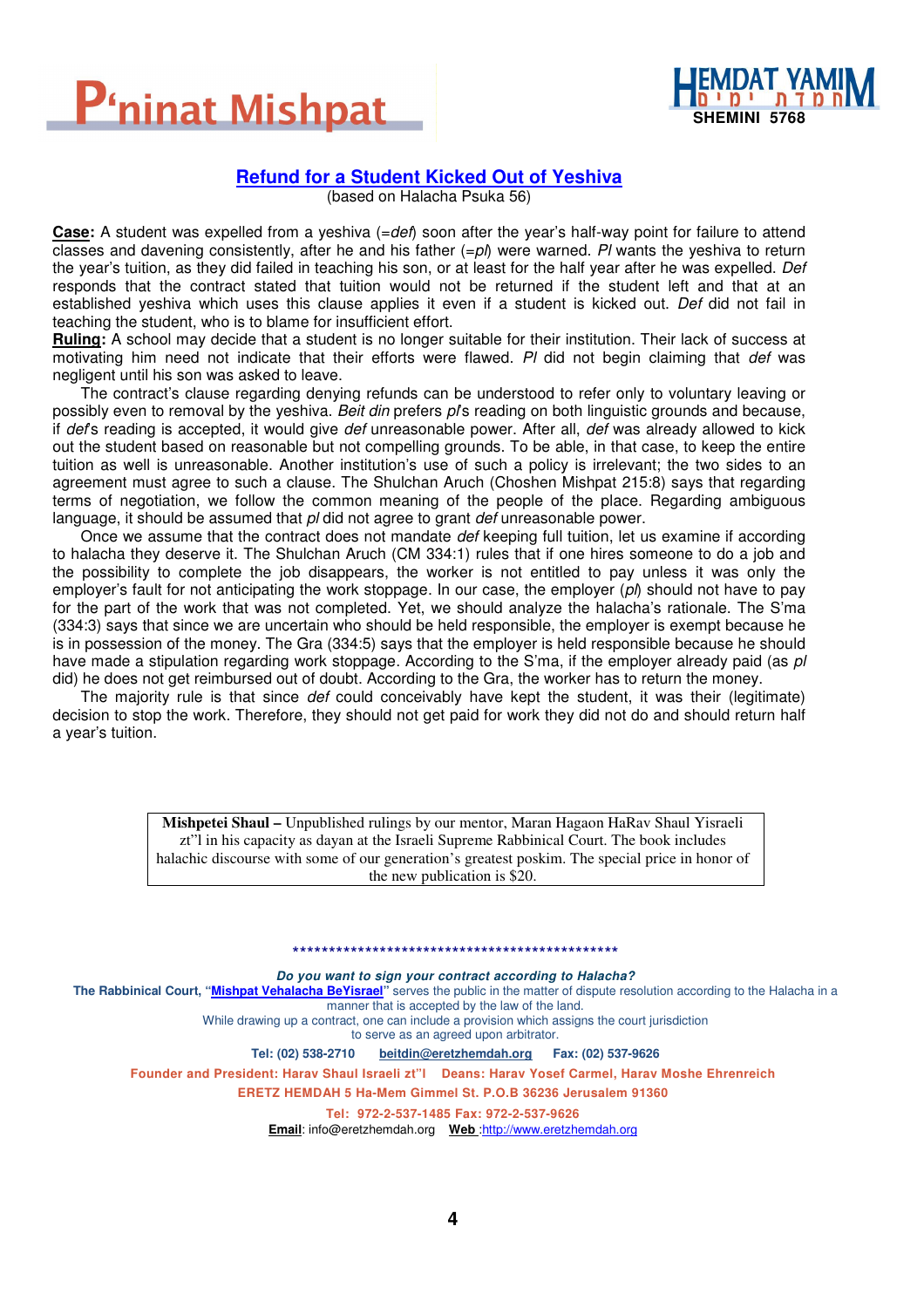# P'ninat Mishpat

HEMDAT YAMIM
SHEMINI 5768

## Refund for a Student Kicked Out of Yeshiva

(based on Halacha Psuka 56)

**Case:** A student was expelled from a yeshiva (=*def*) soon after the year's half-way point for failure to attend classes and davening consistently, after he and his father (=*pl*) were warned. *Pl* wants the yeshiva to return the year's tuition, as they did failed in teaching his son, or at least for the half year after he was expelled. *Def* responds that the contract stated that tuition would not be returned if the student left and that at an established yeshiva which uses this clause applies it even if a student is kicked out. *Def* did not fail in teaching the student, who is to blame for insufficient effort.

**Ruling:** A school may decide that a student is no longer suitable for their institution. Their lack of success at motivating him need not indicate that their efforts were flawed. *Pl* did not begin claiming that *def* was negligent until his son was asked to leave.

The contract's clause regarding denying refunds can be understood to refer only to voluntary leaving or possibly even to removal by the yeshiva. *Beit din* prefers *pl*'s reading on both linguistic grounds and because, if *def*'s reading is accepted, it would give *def* unreasonable power. After all, *def* was already allowed to kick out the student based on reasonable but not compelling grounds. To be able, in that case, to keep the entire tuition as well is unreasonable. Another institution's use of such a policy is irrelevant; the two sides to an agreement must agree to such a clause. The Shulchan Aruch (Choshen Mishpat 215:8) says that regarding terms of negotiation, we follow the common meaning of the people of the place. Regarding ambiguous language, it should be assumed that *pl* did not agree to grant *def* unreasonable power.

Once we assume that the contract does not mandate *def* keeping full tuition, let us examine if according to halacha they deserve it. The Shulchan Aruch (CM 334:1) rules that if one hires someone to do a job and the possibility to complete the job disappears, the worker is not entitled to pay unless it was only the employer's fault for not anticipating the work stoppage. In our case, the employer (*pl*) should not have to pay for the part of the work that was not completed. Yet, we should analyze the halacha's rationale. The S'ma (334:3) says that since we are uncertain who should be held responsible, the employer is exempt because he is in possession of the money. The Gra (334:5) says that the employer is held responsible because he should have made a stipulation regarding work stoppage. According to the S'ma, if the employer already paid (as *pl* did) he does not get reimbursed out of doubt. According to the Gra, the worker has to return the money.

The majority rule is that since *def* could conceivably have kept the student, it was their (legitimate) decision to stop the work. Therefore, they should not get paid for work they did not do and should return half a year's tuition.

**Mishpetei Shaul –** Unpublished rulings by our mentor, Maran Hagaon HaRav Shaul Yisraeli zt"l in his capacity as dayan at the Israeli Supreme Rabbinical Court. The book includes halachic discourse with some of our generation's greatest poskim. The special price in honor of the new publication is $20.

\*\*\*\*\*\*\*\*\*\*\*\*\*\*\*\*\*\*\*\*\*\*\*\*\*\*\*\*\*\*\*\*\*\*\*\*\*\*\*\*\*\*\*\*\*\*\*\*

***Do you want to sign your contract according to Halacha?***

**The Rabbinical Court, "Mishpat Vehalacha BeYisrael"** serves the public in the matter of dispute resolution according to the Halacha in a manner that is accepted by the law of the land.

While drawing up a contract, one can include a provision which assigns the court jurisdiction to serve as an agreed upon arbitrator.

**Tel: (02) 538-2710 beitdin@eretzhemdah.org Fax: (02) 537-9626**

**Founder and President: Harav Shaul Israeli zt"l Deans: Harav Yosef Carmel, Harav Moshe Ehrenreich**

**ERETZ HEMDAH 5 Ha-Mem Gimmel St. P.O.B 36236 Jerusalem 91360**

**Tel: 972-2-537-1485 Fax: 972-2-537-9626**

**Email**: info@eretzhemdah.org **Web** :http://www.eretzhemdah.org